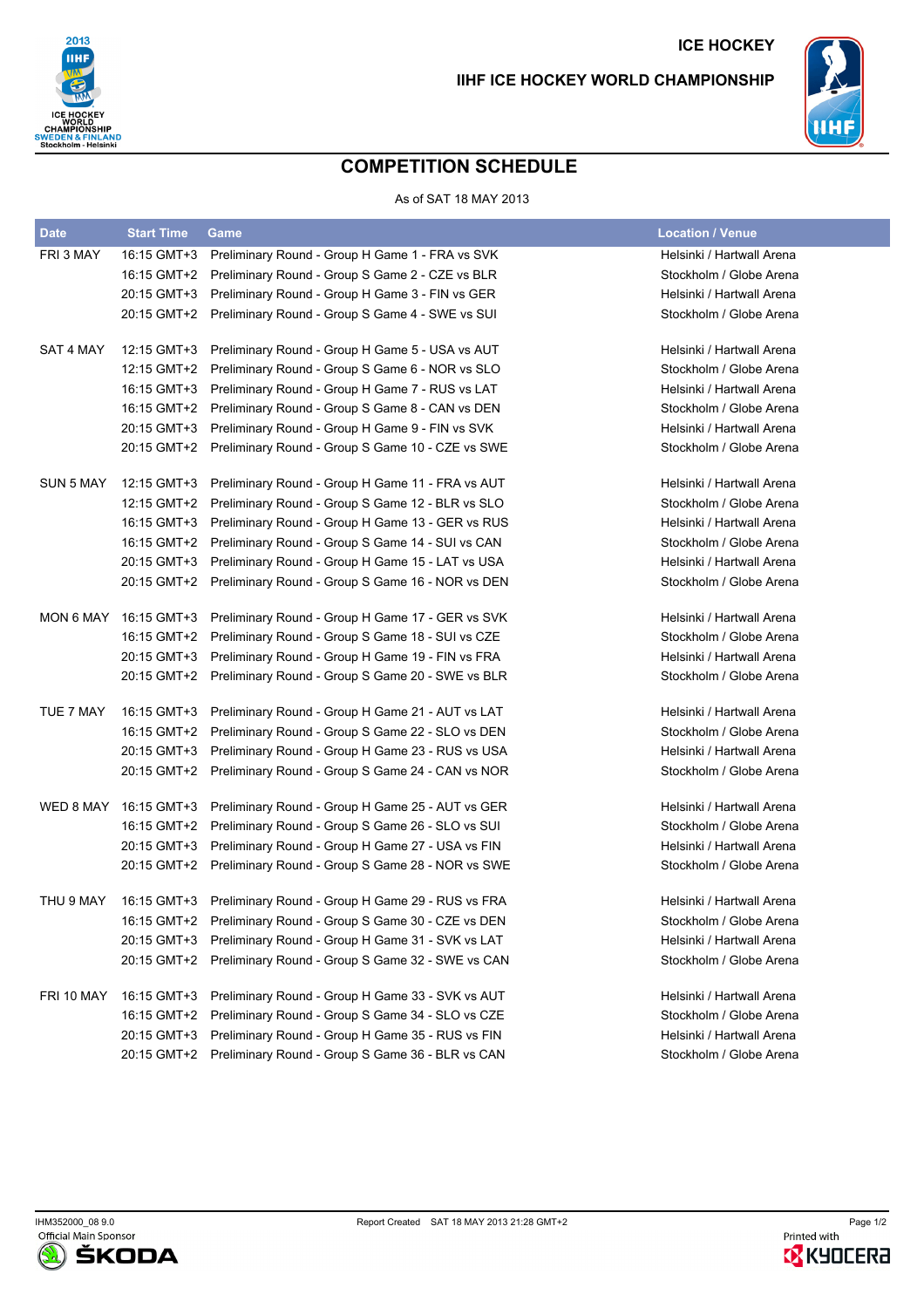ICE HOCKEY

IIHF ICE HOCKEY WORLD CHAMPIONSHIP

# COMPETITION SCHEDULE

As of SAT 18 MAY 2013

| Date | Start Time | Game | Location / Venue |
|---|---|---|---|
| FRI 3 MAY | 16:15 GMT+3 | Preliminary Round - Group H Game 1 - FRA vs SVK | Helsinki / Hartwall Arena |
| | 16:15 GMT+2 | Preliminary Round - Group S Game 2 - CZE vs BLR | Stockholm / Globe Arena |
| | 20:15 GMT+3 | Preliminary Round - Group H Game 3 - FIN vs GER | Helsinki / Hartwall Arena |
| | 20:15 GMT+2 | Preliminary Round - Group S Game 4 - SWE vs SUI | Stockholm / Globe Arena |
| SAT 4 MAY | 12:15 GMT+3 | Preliminary Round - Group H Game 5 - USA vs AUT | Helsinki / Hartwall Arena |
| | 12:15 GMT+2 | Preliminary Round - Group S Game 6 - NOR vs SLO | Stockholm / Globe Arena |
| | 16:15 GMT+3 | Preliminary Round - Group H Game 7 - RUS vs LAT | Helsinki / Hartwall Arena |
| | 16:15 GMT+2 | Preliminary Round - Group S Game 8 - CAN vs DEN | Stockholm / Globe Arena |
| | 20:15 GMT+3 | Preliminary Round - Group H Game 9 - FIN vs SVK | Helsinki / Hartwall Arena |
| | 20:15 GMT+2 | Preliminary Round - Group S Game 10 - CZE vs SWE | Stockholm / Globe Arena |
| SUN 5 MAY | 12:15 GMT+3 | Preliminary Round - Group H Game 11 - FRA vs AUT | Helsinki / Hartwall Arena |
| | 12:15 GMT+2 | Preliminary Round - Group S Game 12 - BLR vs SLO | Stockholm / Globe Arena |
| | 16:15 GMT+3 | Preliminary Round - Group H Game 13 - GER vs RUS | Helsinki / Hartwall Arena |
| | 16:15 GMT+2 | Preliminary Round - Group S Game 14 - SUI vs CAN | Stockholm / Globe Arena |
| | 20:15 GMT+3 | Preliminary Round - Group H Game 15 - LAT vs USA | Helsinki / Hartwall Arena |
| | 20:15 GMT+2 | Preliminary Round - Group S Game 16 - NOR vs DEN | Stockholm / Globe Arena |
| MON 6 MAY | 16:15 GMT+3 | Preliminary Round - Group H Game 17 - GER vs SVK | Helsinki / Hartwall Arena |
| | 16:15 GMT+2 | Preliminary Round - Group S Game 18 - SUI vs CZE | Stockholm / Globe Arena |
| | 20:15 GMT+3 | Preliminary Round - Group H Game 19 - FIN vs FRA | Helsinki / Hartwall Arena |
| | 20:15 GMT+2 | Preliminary Round - Group S Game 20 - SWE vs BLR | Stockholm / Globe Arena |
| TUE 7 MAY | 16:15 GMT+3 | Preliminary Round - Group H Game 21 - AUT vs LAT | Helsinki / Hartwall Arena |
| | 16:15 GMT+2 | Preliminary Round - Group S Game 22 - SLO vs DEN | Stockholm / Globe Arena |
| | 20:15 GMT+3 | Preliminary Round - Group H Game 23 - RUS vs USA | Helsinki / Hartwall Arena |
| | 20:15 GMT+2 | Preliminary Round - Group S Game 24 - CAN vs NOR | Stockholm / Globe Arena |
| WED 8 MAY | 16:15 GMT+3 | Preliminary Round - Group H Game 25 - AUT vs GER | Helsinki / Hartwall Arena |
| | 16:15 GMT+2 | Preliminary Round - Group S Game 26 - SLO vs SUI | Stockholm / Globe Arena |
| | 20:15 GMT+3 | Preliminary Round - Group H Game 27 - USA vs FIN | Helsinki / Hartwall Arena |
| | 20:15 GMT+2 | Preliminary Round - Group S Game 28 - NOR vs SWE | Stockholm / Globe Arena |
| THU 9 MAY | 16:15 GMT+3 | Preliminary Round - Group H Game 29 - RUS vs FRA | Helsinki / Hartwall Arena |
| | 16:15 GMT+2 | Preliminary Round - Group S Game 30 - CZE vs DEN | Stockholm / Globe Arena |
| | 20:15 GMT+3 | Preliminary Round - Group H Game 31 - SVK vs LAT | Helsinki / Hartwall Arena |
| | 20:15 GMT+2 | Preliminary Round - Group S Game 32 - SWE vs CAN | Stockholm / Globe Arena |
| FRI 10 MAY | 16:15 GMT+3 | Preliminary Round - Group H Game 33 - SVK vs AUT | Helsinki / Hartwall Arena |
| | 16:15 GMT+2 | Preliminary Round - Group S Game 34 - SLO vs CZE | Stockholm / Globe Arena |
| | 20:15 GMT+3 | Preliminary Round - Group H Game 35 - RUS vs FIN | Helsinki / Hartwall Arena |
| | 20:15 GMT+2 | Preliminary Round - Group S Game 36 - BLR vs CAN | Stockholm / Globe Arena |

IHM352000_08 9.0 Report Created SAT 18 MAY 2013 21:28 GMT+2

Official Main Sponsor ŠKODA

Printed with KYOCERA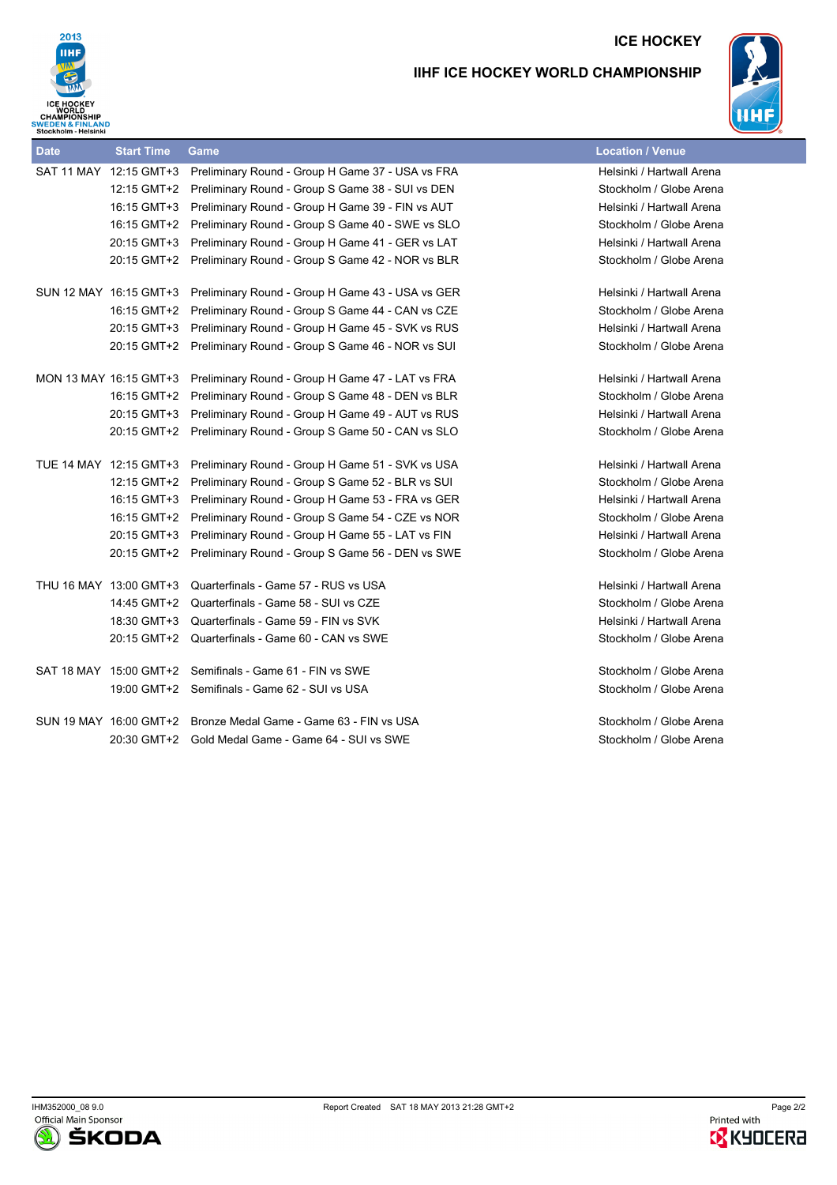# ICE HOCKEY

## IIHF ICE HOCKEY WORLD CHAMPIONSHIP

| Date | Start Time | Game | Location / Venue |
|---|---|---|---|
| SAT 11 MAY | 12:15 GMT+3 | Preliminary Round - Group H Game 37 - USA vs FRA | Helsinki / Hartwall Arena |
| | 12:15 GMT+2 | Preliminary Round - Group S Game 38 - SUI vs DEN | Stockholm / Globe Arena |
| | 16:15 GMT+3 | Preliminary Round - Group H Game 39 - FIN vs AUT | Helsinki / Hartwall Arena |
| | 16:15 GMT+2 | Preliminary Round - Group S Game 40 - SWE vs SLO | Stockholm / Globe Arena |
| | 20:15 GMT+3 | Preliminary Round - Group H Game 41 - GER vs LAT | Helsinki / Hartwall Arena |
| | 20:15 GMT+2 | Preliminary Round - Group S Game 42 - NOR vs BLR | Stockholm / Globe Arena |
| SUN 12 MAY | 16:15 GMT+3 | Preliminary Round - Group H Game 43 - USA vs GER | Helsinki / Hartwall Arena |
| | 16:15 GMT+2 | Preliminary Round - Group S Game 44 - CAN vs CZE | Stockholm / Globe Arena |
| | 20:15 GMT+3 | Preliminary Round - Group H Game 45 - SVK vs RUS | Helsinki / Hartwall Arena |
| | 20:15 GMT+2 | Preliminary Round - Group S Game 46 - NOR vs SUI | Stockholm / Globe Arena |
| MON 13 MAY | 16:15 GMT+3 | Preliminary Round - Group H Game 47 - LAT vs FRA | Helsinki / Hartwall Arena |
| | 16:15 GMT+2 | Preliminary Round - Group S Game 48 - DEN vs BLR | Stockholm / Globe Arena |
| | 20:15 GMT+3 | Preliminary Round - Group H Game 49 - AUT vs RUS | Helsinki / Hartwall Arena |
| | 20:15 GMT+2 | Preliminary Round - Group S Game 50 - CAN vs SLO | Stockholm / Globe Arena |
| TUE 14 MAY | 12:15 GMT+3 | Preliminary Round - Group H Game 51 - SVK vs USA | Helsinki / Hartwall Arena |
| | 12:15 GMT+2 | Preliminary Round - Group S Game 52 - BLR vs SUI | Stockholm / Globe Arena |
| | 16:15 GMT+3 | Preliminary Round - Group H Game 53 - FRA vs GER | Helsinki / Hartwall Arena |
| | 16:15 GMT+2 | Preliminary Round - Group S Game 54 - CZE vs NOR | Stockholm / Globe Arena |
| | 20:15 GMT+3 | Preliminary Round - Group H Game 55 - LAT vs FIN | Helsinki / Hartwall Arena |
| | 20:15 GMT+2 | Preliminary Round - Group S Game 56 - DEN vs SWE | Stockholm / Globe Arena |
| THU 16 MAY | 13:00 GMT+3 | Quarterfinals - Game 57 - RUS vs USA | Helsinki / Hartwall Arena |
| | 14:45 GMT+2 | Quarterfinals - Game 58 - SUI vs CZE | Stockholm / Globe Arena |
| | 18:30 GMT+3 | Quarterfinals - Game 59 - FIN vs SVK | Helsinki / Hartwall Arena |
| | 20:15 GMT+2 | Quarterfinals - Game 60 - CAN vs SWE | Stockholm / Globe Arena |
| SAT 18 MAY | 15:00 GMT+2 | Semifinals - Game 61 - FIN vs SWE | Stockholm / Globe Arena |
| | 19:00 GMT+2 | Semifinals - Game 62 - SUI vs USA | Stockholm / Globe Arena |
| SUN 19 MAY | 16:00 GMT+2 | Bronze Medal Game - Game 63 - FIN vs USA | Stockholm / Globe Arena |
| | 20:30 GMT+2 | Gold Medal Game - Game 64 - SUI vs SWE | Stockholm / Globe Arena |

IHM352000_08 9.0

Report Created SAT 18 MAY 2013 21:28 GMT+2

Official Main Sponsor ŠKODA

Printed with KYOCERA